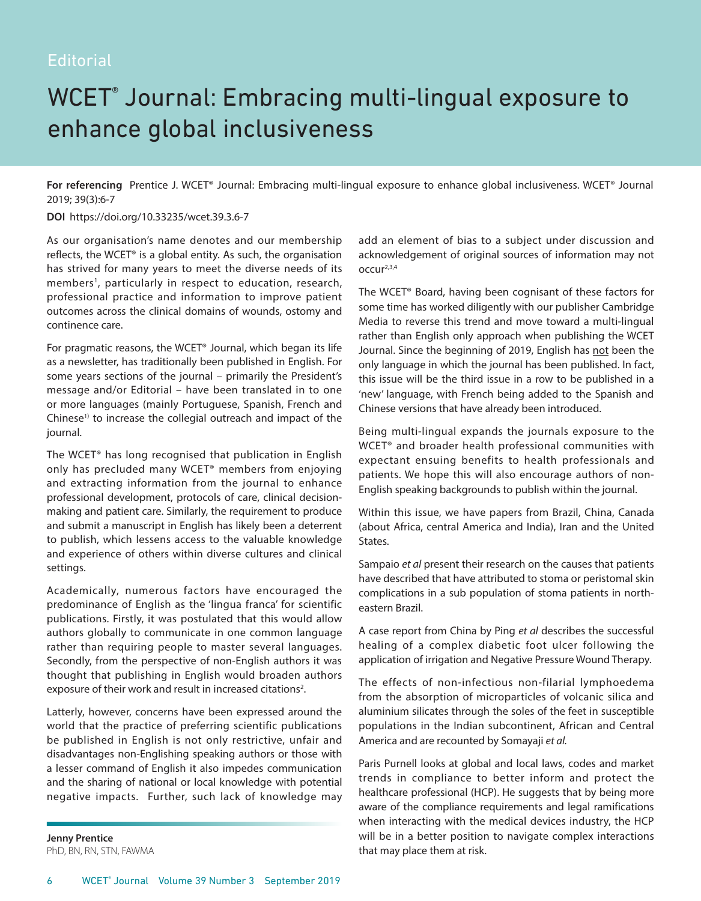Editorial

# WCET® Journal: Embracing multi-lingual exposure to enhance global inclusiveness

**For referencing** Prentice J. WCET® Journal: Embracing multi-lingual exposure to enhance global inclusiveness. WCET® Journal 2019; 39(3):6-7

**DOI** https://doi.org/10.33235/wcet.39.3.6-7

As our organisation's name denotes and our membership reflects, the WCET® is a global entity. As such, the organisation has strived for many years to meet the diverse needs of its members[1], particularly in respect to education, research, professional practice and information to improve patient outcomes across the clinical domains of wounds, ostomy and continence care.

For pragmatic reasons, the WCET® Journal, which began its life as a newsletter, has traditionally been published in English. For some years sections of the journal – primarily the President's message and/or Editorial – have been translated in to one or more languages (mainly Portuguese, Spanish, French and Chinese[1)] to increase the collegial outreach and impact of the journal.

The WCET® has long recognised that publication in English only has precluded many WCET® members from enjoying and extracting information from the journal to enhance professional development, protocols of care, clinical decision-making and patient care. Similarly, the requirement to produce and submit a manuscript in English has likely been a deterrent to publish, which lessens access to the valuable knowledge and experience of others within diverse cultures and clinical settings.

Academically, numerous factors have encouraged the predominance of English as the 'lingua franca' for scientific publications. Firstly, it was postulated that this would allow authors globally to communicate in one common language rather than requiring people to master several languages. Secondly, from the perspective of non-English authors it was thought that publishing in English would broaden authors exposure of their work and result in increased citations[2].

Latterly, however, concerns have been expressed around the world that the practice of preferring scientific publications be published in English is not only restrictive, unfair and disadvantages non-Englishing speaking authors or those with a lesser command of English it also impedes communication and the sharing of national or local knowledge with potential negative impacts. Further, such lack of knowledge may add an element of bias to a subject under discussion and acknowledgement of original sources of information may not occur[2,3,4]

The WCET® Board, having been cognisant of these factors for some time has worked diligently with our publisher Cambridge Media to reverse this trend and move toward a multi-lingual rather than English only approach when publishing the WCET Journal. Since the beginning of 2019, English has not been the only language in which the journal has been published. In fact, this issue will be the third issue in a row to be published in a 'new' language, with French being added to the Spanish and Chinese versions that have already been introduced.

Being multi-lingual expands the journals exposure to the WCET® and broader health professional communities with expectant ensuing benefits to health professionals and patients. We hope this will also encourage authors of non-English speaking backgrounds to publish within the journal.

Within this issue, we have papers from Brazil, China, Canada (about Africa, central America and India), Iran and the United States.

Sampaio *et al* present their research on the causes that patients have described that have attributed to stoma or peristomal skin complications in a sub population of stoma patients in north-eastern Brazil.

A case report from China by Ping *et al* describes the successful healing of a complex diabetic foot ulcer following the application of irrigation and Negative Pressure Wound Therapy.

The effects of non-infectious non-filarial lymphoedema from the absorption of microparticles of volcanic silica and aluminium silicates through the soles of the feet in susceptible populations in the Indian subcontinent, African and Central America and are recounted by Somayaji *et al*.

Paris Purnell looks at global and local laws, codes and market trends in compliance to better inform and protect the healthcare professional (HCP). He suggests that by being more aware of the compliance requirements and legal ramifications when interacting with the medical devices industry, the HCP will be in a better position to navigate complex interactions that may place them at risk.

**Jenny Prentice**
PhD, BN, RN, STN, FAWMA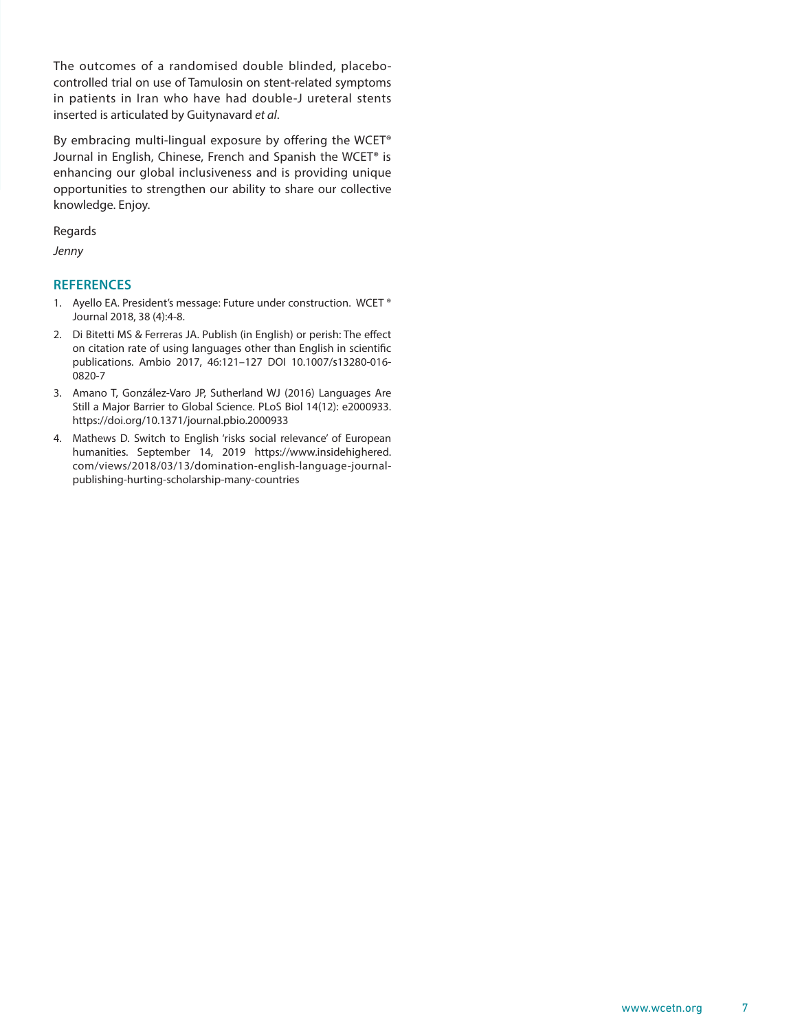The outcomes of a randomised double blinded, placebo-controlled trial on use of Tamulosin on stent-related symptoms in patients in Iran who have had double-J ureteral stents inserted is articulated by Guitynavard *et al*.

By embracing multi-lingual exposure by offering the WCET® Journal in English, Chinese, French and Spanish the WCET® is enhancing our global inclusiveness and is providing unique opportunities to strengthen our ability to share our collective knowledge. Enjoy.

Regards

*Jenny*

## REFERENCES

1. Ayello EA. President's message: Future under construction. WCET ® Journal 2018, 38 (4):4-8.
2. Di Bitetti MS & Ferreras JA. Publish (in English) or perish: The effect on citation rate of using languages other than English in scientific publications. Ambio 2017, 46:121–127 DOI 10.1007/s13280-016-0820-7
3. Amano T, González-Varo JP, Sutherland WJ (2016) Languages Are Still a Major Barrier to Global Science. PLoS Biol 14(12): e2000933. https://doi.org/10.1371/journal.pbio.2000933
4. Mathews D. Switch to English 'risks social relevance' of European humanities. September 14, 2019 https://www.insidehighered.com/views/2018/03/13/domination-english-language-journal-publishing-hurting-scholarship-many-countries